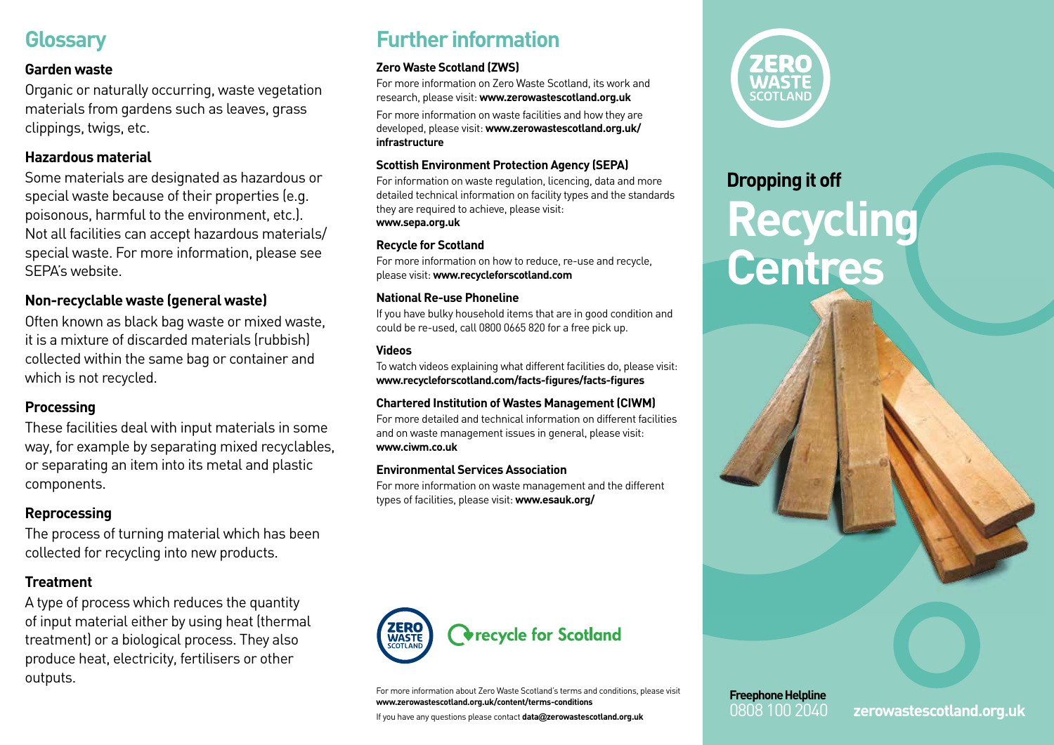## Glossary

**Garden waste**

Organic or naturally occurring, waste vegetation materials from gardens such as leaves, grass clippings, twigs, etc.

**Hazardous material**

Some materials are designated as hazardous or special waste because of their properties (e.g. poisonous, harmful to the environment, etc.). Not all facilities can accept hazardous materials/ special waste. For more information, please see SEPA's website.

**Non-recyclable waste (general waste)**

Often known as black bag waste or mixed waste, it is a mixture of discarded materials (rubbish) collected within the same bag or container and which is not recycled.

**Processing**

These facilities deal with input materials in some way, for example by separating mixed recyclables, or separating an item into its metal and plastic components.

**Reprocessing**

The process of turning material which has been collected for recycling into new products.

**Treatment**

A type of process which reduces the quantity of input material either by using heat (thermal treatment) or a biological process. They also produce heat, electricity, fertilisers or other outputs.

## Further information

**Zero Waste Scotland (ZWS)**

For more information on Zero Waste Scotland, its work and research, please visit: **www.zerowastescotland.org.uk**

For more information on waste facilities and how they are developed, please visit: **www.zerowastescotland.org.uk/infrastructure**

**Scottish Environment Protection Agency (SEPA)**

For information on waste regulation, licencing, data and more detailed technical information on facility types and the standards they are required to achieve, please visit: **www.sepa.org.uk**

**Recycle for Scotland**

For more information on how to reduce, re-use and recycle, please visit: **www.recycleforscotland.com**

**National Re-use Phoneline**

If you have bulky household items that are in good condition and could be re-used, call 0800 0665 820 for a free pick up.

**Videos**

To watch videos explaining what different facilities do, please visit: **www.recycleforscotland.com/facts-figures/facts-figures**

**Chartered Institution of Wastes Management (CIWM)**

For more detailed and technical information on different facilities and on waste management issues in general, please visit: **www.ciwm.co.uk**

**Environmental Services Association**

For more information on waste management and the different types of facilities, please visit: **www.esauk.org/**

ZERO WASTE SCOTLAND — recycle for Scotland

For more information about Zero Waste Scotland's terms and conditions, please visit **www.zerowastescotland.org.uk/content/terms-conditions**

If you have any questions please contact **data@zerowastescotland.org.uk**

ZERO WASTE SCOTLAND

**Dropping it off**

# Recycling Centres

**Freephone Helpline**
0808 100 2040

**zerowastescotland.org.uk**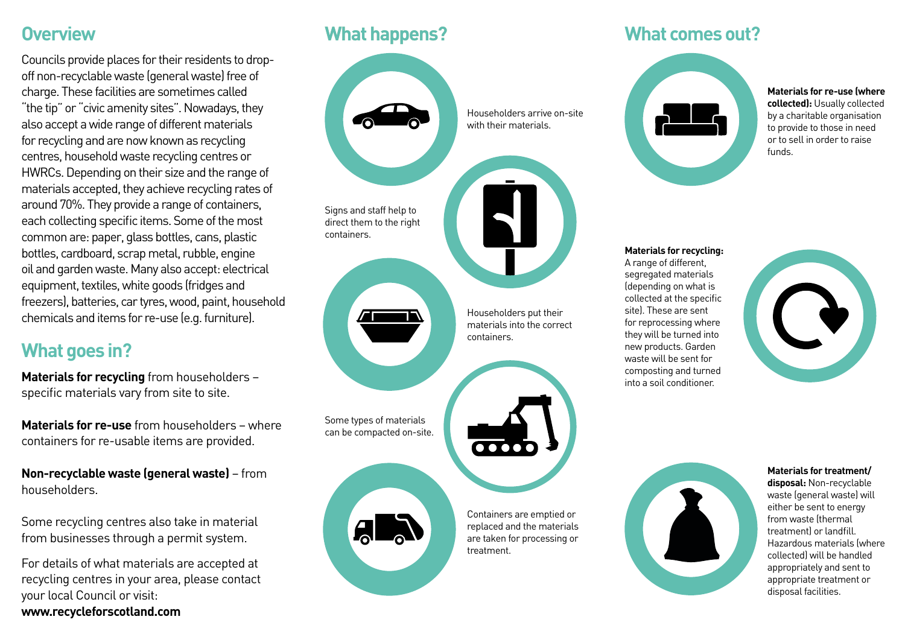## Overview

Councils provide places for their residents to drop-off non-recyclable waste (general waste) free of charge. These facilities are sometimes called "the tip" or "civic amenity sites". Nowadays, they also accept a wide range of different materials for recycling and are now known as recycling centres, household waste recycling centres or HWRCs. Depending on their size and the range of materials accepted, they achieve recycling rates of around 70%. They provide a range of containers, each collecting specific items. Some of the most common are: paper, glass bottles, cans, plastic bottles, cardboard, scrap metal, rubble, engine oil and garden waste. Many also accept: electrical equipment, textiles, white goods (fridges and freezers), batteries, car tyres, wood, paint, household chemicals and items for re-use (e.g. furniture).

## What goes in?

**Materials for recycling** from householders – specific materials vary from site to site.

**Materials for re-use** from householders – where containers for re-usable items are provided.

**Non-recyclable waste (general waste)** – from householders.

Some recycling centres also take in material from businesses through a permit system.

For details of what materials are accepted at recycling centres in your area, please contact your local Council or visit:
**www.recycleforscotland.com**

## What happens?

Householders arrive on-site with their materials.

Signs and staff help to direct them to the right containers.

Householders put their materials into the correct containers.

Some types of materials can be compacted on-site.

Containers are emptied or replaced and the materials are taken for processing or treatment.

## What comes out?

**Materials for re-use (where collected):** Usually collected by a charitable organisation to provide to those in need or to sell in order to raise funds.

**Materials for recycling:** A range of different, segregated materials (depending on what is collected at the specific site). These are sent for reprocessing where they will be turned into new products. Garden waste will be sent for composting and turned into a soil conditioner.

**Materials for treatment/ disposal:** Non-recyclable waste (general waste) will either be sent to energy from waste (thermal treatment) or landfill. Hazardous materials (where collected) will be handled appropriately and sent to appropriate treatment or disposal facilities.